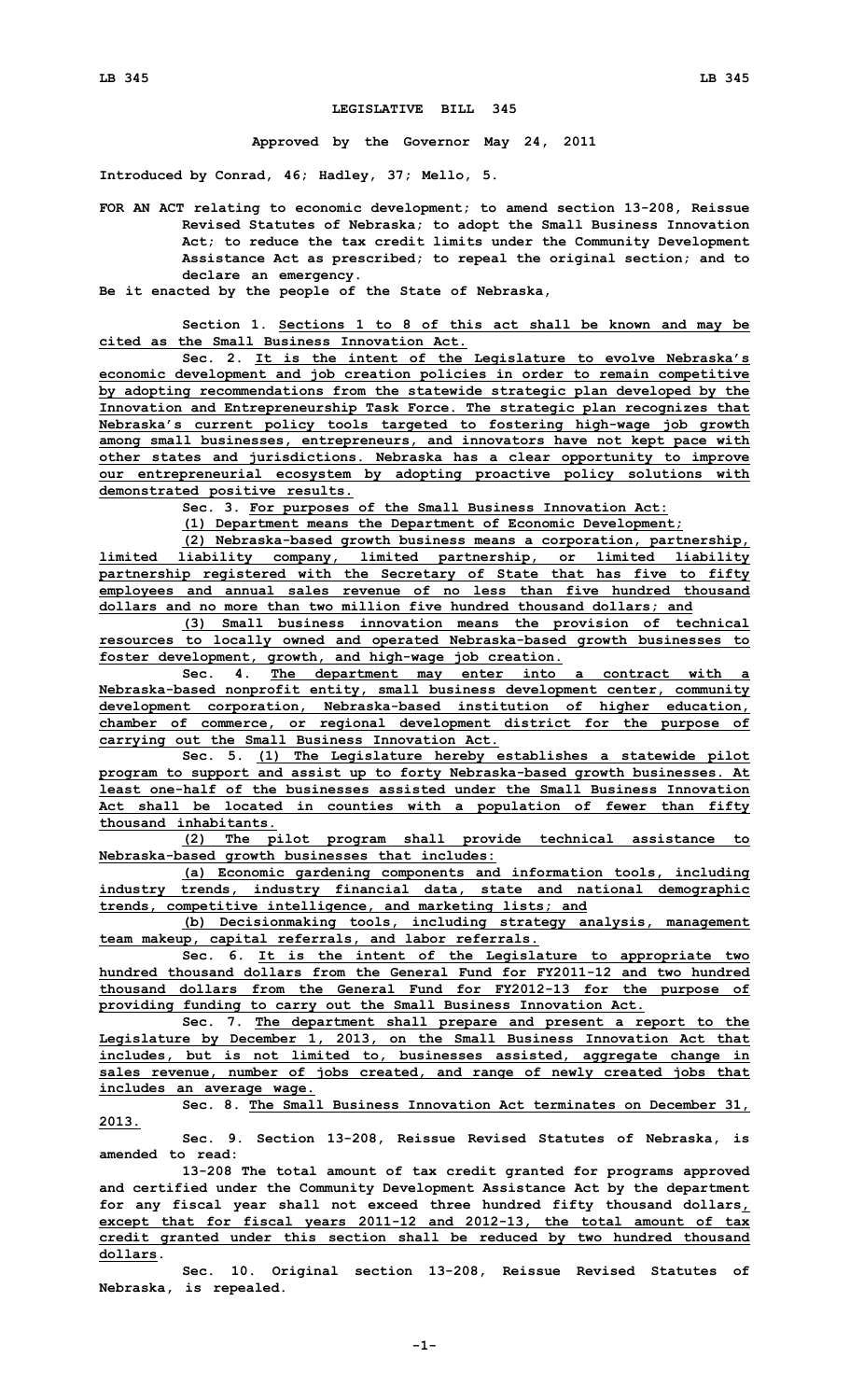# LEGISLATIVE BILL 345

**Approved by the Governor May 24, 2011**

**Introduced by Conrad, 46; Hadley, 37; Mello, 5.**

**FOR AN ACT relating to economic development; to amend section 13-208, Reissue Revised Statutes of Nebraska; to adopt the Small Business Innovation Act; to reduce the tax credit limits under the Community Development Assistance Act as prescribed; to repeal the original section; and to declare an emergency.**

**Be it enacted by the people of the State of Nebraska,**

**Section 1. Sections 1 to 8 of this act shall be known and may be cited as the Small Business Innovation Act.**

**Sec. 2. It is the intent of the Legislature to evolve Nebraska's economic development and job creation policies in order to remain competitive by adopting recommendations from the statewide strategic plan developed by the Innovation and Entrepreneurship Task Force. The strategic plan recognizes that Nebraska's current policy tools targeted to fostering high-wage job growth among small businesses, entrepreneurs, and innovators have not kept pace with other states and jurisdictions. Nebraska has a clear opportunity to improve our entrepreneurial ecosystem by adopting proactive policy solutions with demonstrated positive results.**

**Sec. 3. For purposes of the Small Business Innovation Act:**

**(1) Department means the Department of Economic Development;**

**(2) Nebraska-based growth business means a corporation, partnership, limited liability company, limited partnership, or limited liability partnership registered with the Secretary of State that has five to fifty employees and annual sales revenue of no less than five hundred thousand dollars and no more than two million five hundred thousand dollars; and**

**(3) Small business innovation means the provision of technical resources to locally owned and operated Nebraska-based growth businesses to foster development, growth, and high-wage job creation.**

**Sec. 4. The department may enter into a contract with a Nebraska-based nonprofit entity, small business development center, community development corporation, Nebraska-based institution of higher education, chamber of commerce, or regional development district for the purpose of carrying out the Small Business Innovation Act.**

**Sec. 5. (1) The Legislature hereby establishes a statewide pilot program to support and assist up to forty Nebraska-based growth businesses. At least one-half of the businesses assisted under the Small Business Innovation Act shall be located in counties with a population of fewer than fifty thousand inhabitants.**

**(2) The pilot program shall provide technical assistance to Nebraska-based growth businesses that includes:**

**(a) Economic gardening components and information tools, including industry trends, industry financial data, state and national demographic trends, competitive intelligence, and marketing lists; and**

**(b) Decisionmaking tools, including strategy analysis, management team makeup, capital referrals, and labor referrals.**

**Sec. 6. It is the intent of the Legislature to appropriate two hundred thousand dollars from the General Fund for FY2011-12 and two hundred thousand dollars from the General Fund for FY2012-13 for the purpose of providing funding to carry out the Small Business Innovation Act.**

**Sec. 7. The department shall prepare and present a report to the Legislature by December 1, 2013, on the Small Business Innovation Act that includes, but is not limited to, businesses assisted, aggregate change in sales revenue, number of jobs created, and range of newly created jobs that includes an average wage.**

**Sec. 8. The Small Business Innovation Act terminates on December 31, 2013.**

**Sec. 9. Section 13-208, Reissue Revised Statutes of Nebraska, is amended to read:**

**13-208 The total amount of tax credit granted for programs approved and certified under the Community Development Assistance Act by the department for any fiscal year shall not exceed three hundred fifty thousand dollars, except that for fiscal years 2011-12 and 2012-13, the total amount of tax credit granted under this section shall be reduced by two hundred thousand dollars.**

**Sec. 10. Original section 13-208, Reissue Revised Statutes of Nebraska, is repealed.**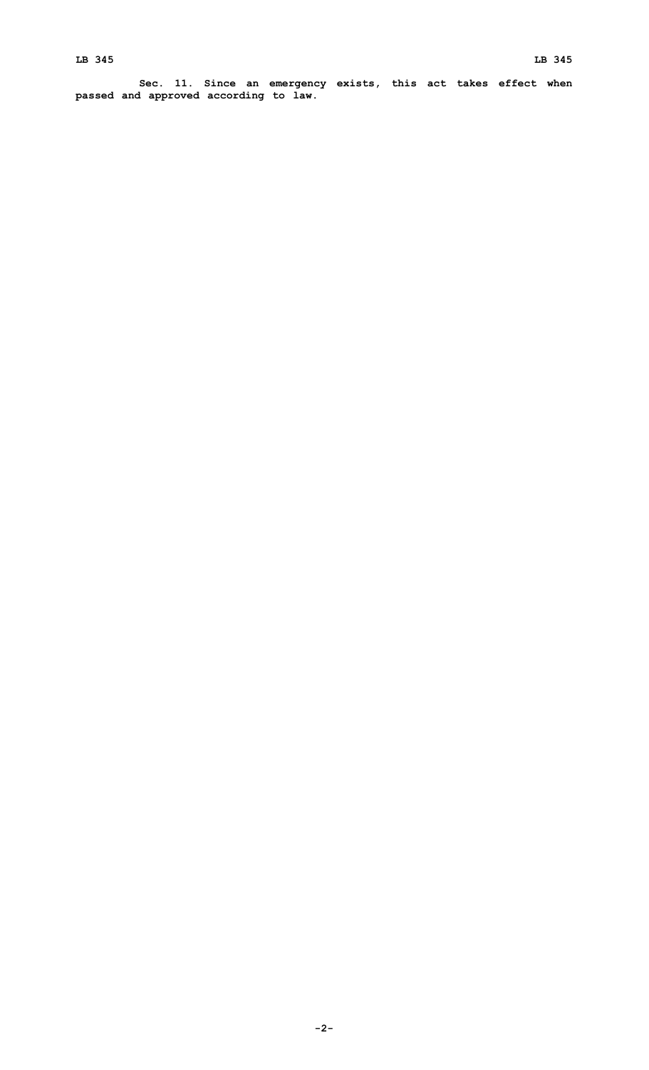Sec. 11. Since an emergency exists, this act takes effect when passed and approved according to law.